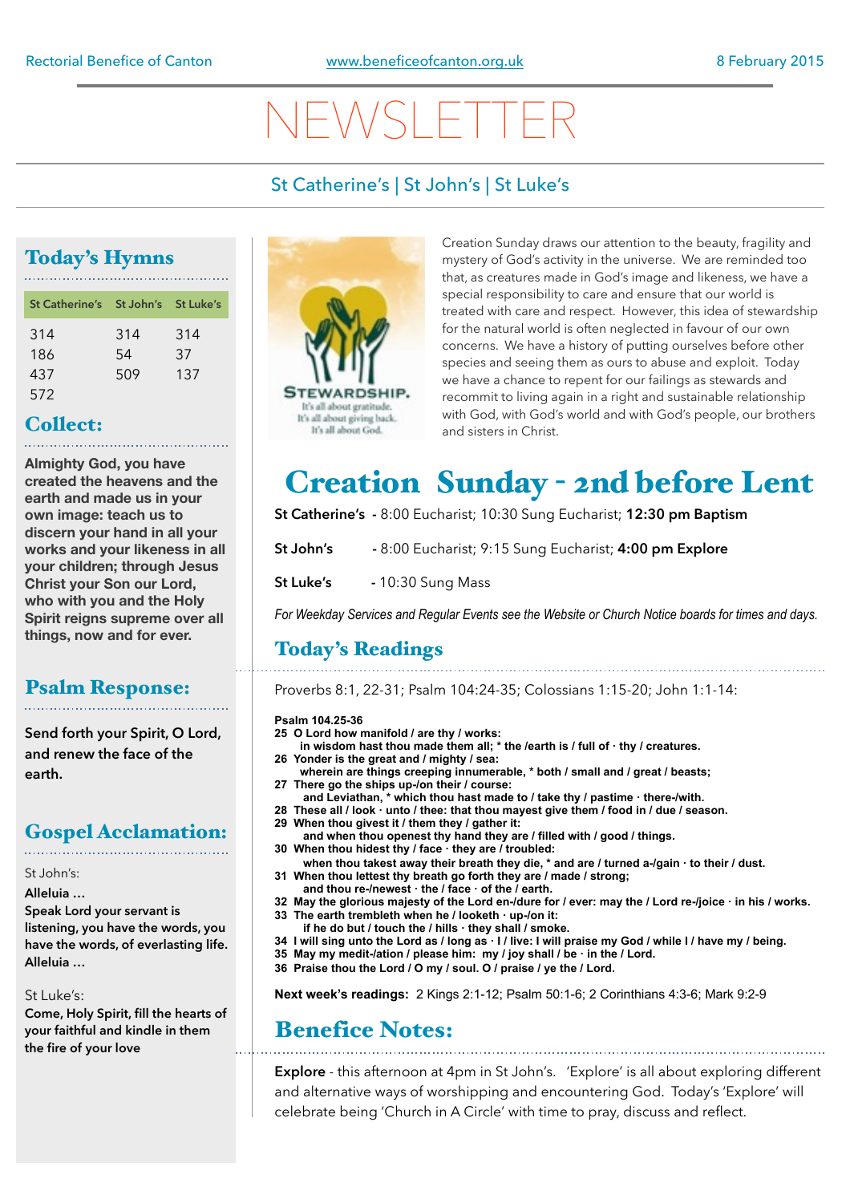Rectorial Benefice of Canton | www.beneficeofcanton.org.uk | 8 February 2015

# NEWSLETTER

St Catherine's | St John's | St Luke's

## Today's Hymns

| St Catherine's | St John's | St Luke's |
|---|---|---|
| 314 | 314 | 314 |
| 186 | 54 | 37 |
| 437 | 509 | 137 |
| 572 | | |

## Collect:

**Almighty God, you have created the heavens and the earth and made us in your own image: teach us to discern your hand in all your works and your likeness in all your children; through Jesus Christ your Son our Lord, who with you and the Holy Spirit reigns supreme over all things, now and for ever.**

## Psalm Response:

**Send forth your Spirit, O Lord, and renew the face of the earth.**

## Gospel Acclamation:

St John's:

**Alleluia …**
**Speak Lord your servant is listening, you have the words, you have the words, of everlasting life.**
**Alleluia …**

St Luke's:

**Come, Holy Spirit, fill the hearts of your faithful and kindle in them the fire of your love**

STEWARDSHIP.
It's all about gratitude.
It's all about giving back.
It's all about God.

Creation Sunday draws our attention to the beauty, fragility and mystery of God's activity in the universe. We are reminded too that, as creatures made in God's image and likeness, we have a special responsibility to care and ensure that our world is treated with care and respect. However, this idea of stewardship for the natural world is often neglected in favour of our own concerns. We have a history of putting ourselves before other species and seeing them as ours to abuse and exploit. Today we have a chance to repent for our failings as stewards and recommit to living again in a right and sustainable relationship with God, with God's world and with God's people, our brothers and sisters in Christ.

# Creation Sunday - 2nd before Lent

**St Catherine's** - 8:00 Eucharist; 10:30 Sung Eucharist; **12:30 pm Baptism**

**St John's** - 8:00 Eucharist; 9:15 Sung Eucharist; **4:00 pm Explore**

**St Luke's** - 10:30 Sung Mass

*For Weekday Services and Regular Events see the Website or Church Notice boards for times and days.*

## Today's Readings

Proverbs 8:1, 22-31; Psalm 104:24-35; Colossians 1:15-20; John 1:1-14:

**Psalm 104.25-36**
**25 O Lord how manifold / are thy / works:**
**in wisdom hast thou made them all; * the /earth is / full of · thy / creatures.**
**26 Yonder is the great and / mighty / sea:**
**wherein are things creeping innumerable, * both / small and / great / beasts;**
**27 There go the ships up-/on their / course:**
**and Leviathan, * which thou hast made to / take thy / pastime · there-/with.**
**28 These all / look · unto / thee: that thou mayest give them / food in / due / season.**
**29 When thou givest it / them they / gather it:**
**and when thou openest thy hand they are / filled with / good / things.**
**30 When thou hidest thy / face · they are / troubled:**
**when thou takest away their breath they die, * and are / turned a-/gain · to their / dust.**
**31 When thou lettest thy breath go forth they / made / strong;**
**and thou re-/newest · the / face · of the / earth.**
**32 May the glorious majesty of the Lord en-/dure for / ever: may the / Lord re-/joice · in his / works.**
**33 The earth trembleth when he / looketh · up-/on it:**
**if he do but / touch the / hills · they shall / smoke.**
**34 I will sing unto the Lord as / long as · I / live: I will praise my God / while I / have my / being.**
**35 May my medit-/ation / please him: my / joy shall / be · in the / Lord.**
**36 Praise thou the Lord / O my / soul. O / praise / ye the / Lord.**

**Next week's readings:** 2 Kings 2:1-12; Psalm 50:1-6; 2 Corinthians 4:3-6; Mark 9:2-9

## Benefice Notes:

**Explore** - this afternoon at 4pm in St John's. 'Explore' is all about exploring different and alternative ways of worshipping and encountering God. Today's 'Explore' will celebrate being 'Church in A Circle' with time to pray, discuss and reflect.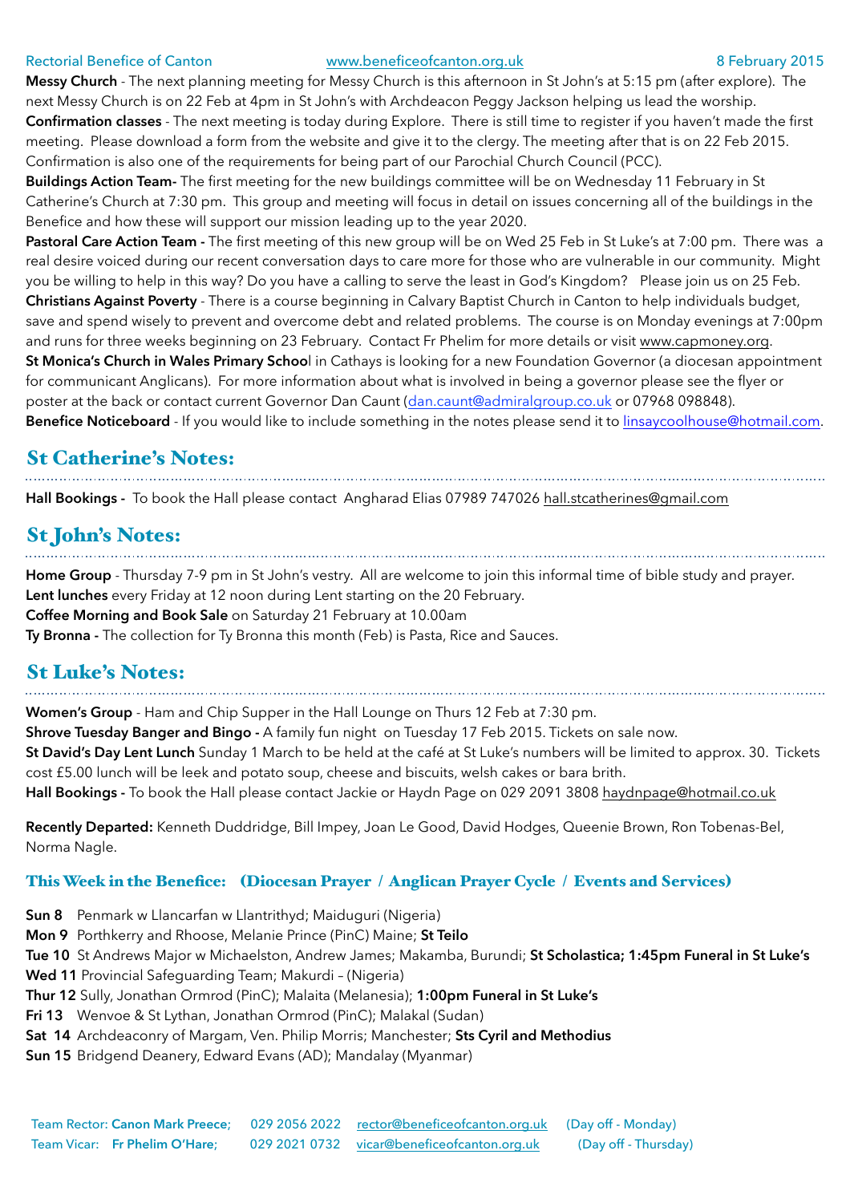**Messy Church** - The next planning meeting for Messy Church is this afternoon in St John's at 5:15 pm (after explore). The next Messy Church is on 22 Feb at 4pm in St John's with Archdeacon Peggy Jackson helping us lead the worship.

**Confirmation classes** - The next meeting is today during Explore. There is still time to register if you haven't made the first meeting. Please download a form from the website and give it to the clergy. The meeting after that is on 22 Feb 2015. Confirmation is also one of the requirements for being part of our Parochial Church Council (PCC).

**Buildings Action Team-** The first meeting for the new buildings committee will be on Wednesday 11 February in St Catherine's Church at 7:30 pm. This group and meeting will focus in detail on issues concerning all of the buildings in the Benefice and how these will support our mission leading up to the year 2020.

**Pastoral Care Action Team -** The first meeting of this new group will be on Wed 25 Feb in St Luke's at 7:00 pm. There was a real desire voiced during our recent conversation days to care more for those who are vulnerable in our community. Might you be willing to help in this way? Do you have a calling to serve the least in God's Kingdom? Please join us on 25 Feb.

**Christians Against Poverty** - There is a course beginning in Calvary Baptist Church in Canton to help individuals budget, save and spend wisely to prevent and overcome debt and related problems. The course is on Monday evenings at 7:00pm and runs for three weeks beginning on 23 February. Contact Fr Phelim for more details or visit www.capmoney.org.

**St Monica's Church in Wales Primary Schoo**l in Cathays is looking for a new Foundation Governor (a diocesan appointment for communicant Anglicans). For more information about what is involved in being a governor please see the flyer or poster at the back or contact current Governor Dan Caunt (dan.caunt@admiralgroup.co.uk or 07968 098848).

**Benefice Noticeboard** - If you would like to include something in the notes please send it to linsaycoolhouse@hotmail.com.

## St Catherine's Notes:

**Hall Bookings -** To book the Hall please contact Angharad Elias 07989 747026 hall.stcatherines@gmail.com

## St John's Notes:

**Home Group** - Thursday 7-9 pm in St John's vestry. All are welcome to join this informal time of bible study and prayer.

**Lent lunches** every Friday at 12 noon during Lent starting on the 20 February.

**Coffee Morning and Book Sale** on Saturday 21 February at 10.00am

**Ty Bronna -** The collection for Ty Bronna this month (Feb) is Pasta, Rice and Sauces.

## St Luke's Notes:

**Women's Group** - Ham and Chip Supper in the Hall Lounge on Thurs 12 Feb at 7:30 pm.

**Shrove Tuesday Banger and Bingo -** A family fun night on Tuesday 17 Feb 2015. Tickets on sale now.

**St David's Day Lent Lunch** Sunday 1 March to be held at the café at St Luke's numbers will be limited to approx. 30. Tickets cost £5.00 lunch will be leek and potato soup, cheese and biscuits, welsh cakes or bara brith.

**Hall Bookings -** To book the Hall please contact Jackie or Haydn Page on 029 2091 3808 haydnpage@hotmail.co.uk

**Recently Departed:** Kenneth Duddridge, Bill Impey, Joan Le Good, David Hodges, Queenie Brown, Ron Tobenas-Bel, Norma Nagle.

### This Week in the Benefice: (Diocesan Prayer / Anglican Prayer Cycle / Events and Services)

**Sun 8** Penmark w Llancarfan w Llantrithyd; Maiduguri (Nigeria)

**Mon 9** Porthkerry and Rhoose, Melanie Prince (PinC) Maine; **St Teilo**

**Tue 10** St Andrews Major w Michaelston, Andrew James; Makamba, Burundi; **St Scholastica; 1:45pm Funeral in St Luke's**

**Wed 11** Provincial Safeguarding Team; Makurdi – (Nigeria)

**Thur 12** Sully, Jonathan Ormrod (PinC); Malaita (Melanesia); **1:00pm Funeral in St Luke's**

**Fri 13** Wenvoe & St Lythan, Jonathan Ormrod (PinC); Malakal (Sudan)

**Sat 14** Archdeaconry of Margam, Ven. Philip Morris; Manchester; **Sts Cyril and Methodius**

**Sun 15** Bridgend Deanery, Edward Evans (AD); Mandalay (Myanmar)

Team Rector: **Canon Mark Preece**; 029 2056 2022 rector@beneficeofcanton.org.uk (Day off - Monday)

Team Vicar: **Fr Phelim O'Hare**; 029 2021 0732 vicar@beneficeofcanton.org.uk (Day off - Thursday)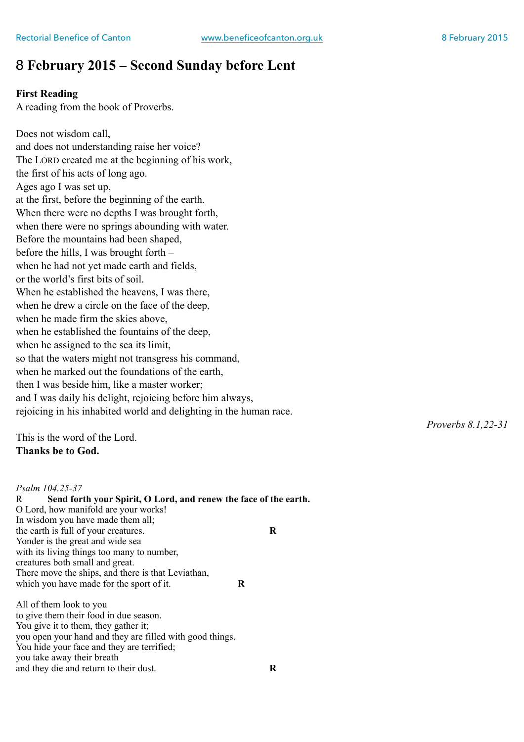# 8 February 2015 – Second Sunday before Lent

**First Reading**
A reading from the book of Proverbs.

Does not wisdom call,
and does not understanding raise her voice?
The LORD created me at the beginning of his work,
the first of his acts of long ago.
Ages ago I was set up,
at the first, before the beginning of the earth.
When there were no depths I was brought forth,
when there were no springs abounding with water.
Before the mountains had been shaped,
before the hills, I was brought forth –
when he had not yet made earth and fields,
or the world's first bits of soil.
When he established the heavens, I was there,
when he drew a circle on the face of the deep,
when he made firm the skies above,
when he established the fountains of the deep,
when he assigned to the sea its limit,
so that the waters might not transgress his command,
when he marked out the foundations of the earth,
then I was beside him, like a master worker;
and I was daily his delight, rejoicing before him always,
rejoicing in his inhabited world and delighting in the human race.

*Proverbs 8.1,22-31*

This is the word of the Lord.
**Thanks be to God.**

*Psalm 104.25-37*
R **Send forth your Spirit, O Lord, and renew the face of the earth.**
O Lord, how manifold are your works!
In wisdom you have made them all;
the earth is full of your creatures. **R**
Yonder is the great and wide sea
with its living things too many to number,
creatures both small and great.
There move the ships, and there is that Leviathan,
which you have made for the sport of it. **R**

All of them look to you
to give them their food in due season.
You give it to them, they gather it;
you open your hand and they are filled with good things.
You hide your face and they are terrified;
you take away their breath
and they die and return to their dust. **R**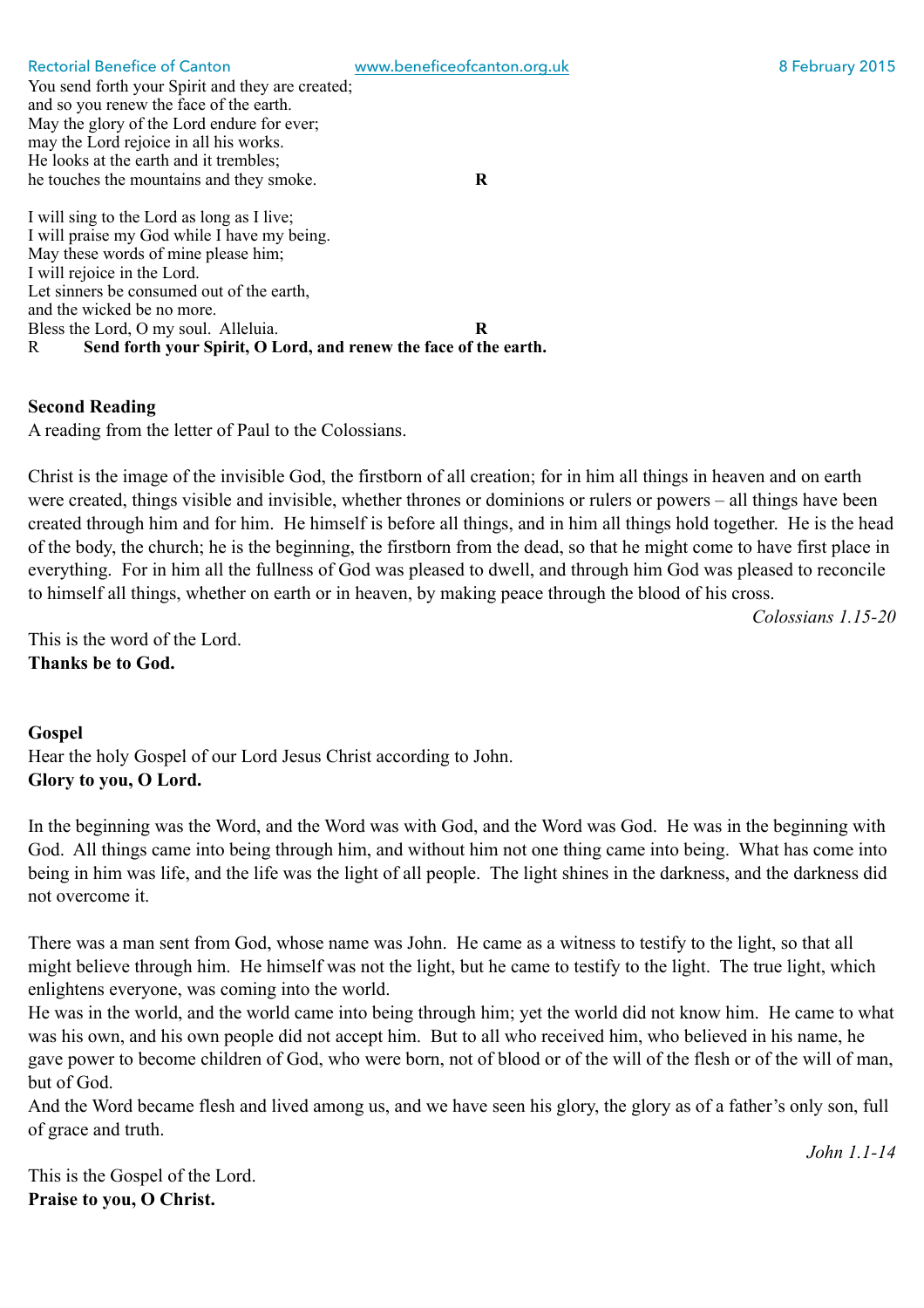You send forth your Spirit and they are created;
and so you renew the face of the earth.
May the glory of the Lord endure for ever;
may the Lord rejoice in all his works.
He looks at the earth and it trembles;
he touches the mountains and they smoke. **R**

I will sing to the Lord as long as I live;
I will praise my God while I have my being.
May these words of mine please him;
I will rejoice in the Lord.
Let sinners be consumed out of the earth,
and the wicked be no more.
Bless the Lord, O my soul. Alleluia. **R**
R **Send forth your Spirit, O Lord, and renew the face of the earth.**

**Second Reading**
A reading from the letter of Paul to the Colossians.

Christ is the image of the invisible God, the firstborn of all creation; for in him all things in heaven and on earth were created, things visible and invisible, whether thrones or dominions or rulers or powers – all things have been created through him and for him. He himself is before all things, and in him all things hold together. He is the head of the body, the church; he is the beginning, the firstborn from the dead, so that he might come to have first place in everything. For in him all the fullness of God was pleased to dwell, and through him God was pleased to reconcile to himself all things, whether on earth or in heaven, by making peace through the blood of his cross.

*Colossians 1.15-20*

This is the word of the Lord.
**Thanks be to God.**

**Gospel**
Hear the holy Gospel of our Lord Jesus Christ according to John.
**Glory to you, O Lord.**

In the beginning was the Word, and the Word was with God, and the Word was God. He was in the beginning with God. All things came into being through him, and without him not one thing came into being. What has come into being in him was life, and the life was the light of all people. The light shines in the darkness, and the darkness did not overcome it.

There was a man sent from God, whose name was John. He came as a witness to testify to the light, so that all might believe through him. He himself was not the light, but he came to testify to the light. The true light, which enlightens everyone, was coming into the world.
He was in the world, and the world came into being through him; yet the world did not know him. He came to what was his own, and his own people did not accept him. But to all who received him, who believed in his name, he gave power to become children of God, who were born, not of blood or of the will of the flesh or of the will of man, but of God.
And the Word became flesh and lived among us, and we have seen his glory, the glory as of a father's only son, full of grace and truth.

*John 1.1-14*

This is the Gospel of the Lord.
**Praise to you, O Christ.**